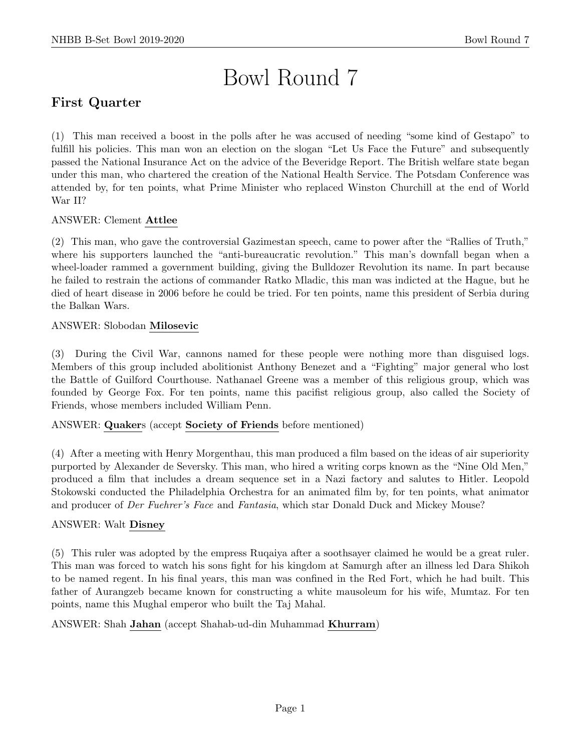# Bowl Round 7

## First Quarter

(1) This man received a boost in the polls after he was accused of needing "some kind of Gestapo" to fulfill his policies. This man won an election on the slogan "Let Us Face the Future" and subsequently passed the National Insurance Act on the advice of the Beveridge Report. The British welfare state began under this man, who chartered the creation of the National Health Service. The Potsdam Conference was attended by, for ten points, what Prime Minister who replaced Winston Churchill at the end of World War II?

ANSWER: Clement **Attlee**

(2) This man, who gave the controversial Gazimestan speech, came to power after the "Rallies of Truth," where his supporters launched the "anti-bureaucratic revolution." This man's downfall began when a wheel-loader rammed a government building, giving the Bulldozer Revolution its name. In part because he failed to restrain the actions of commander Ratko Mladic, this man was indicted at the Hague, but he died of heart disease in 2006 before he could be tried. For ten points, name this president of Serbia during the Balkan Wars.

ANSWER: Slobodan **Milosevic**

(3) During the Civil War, cannons named for these people were nothing more than disguised logs. Members of this group included abolitionist Anthony Benezet and a "Fighting" major general who lost the Battle of Guilford Courthouse. Nathanael Greene was a member of this religious group, which was founded by George Fox. For ten points, name this pacifist religious group, also called the Society of Friends, whose members included William Penn.

ANSWER: **Quaker**s (accept **Society of Friends** before mentioned)

(4) After a meeting with Henry Morgenthau, this man produced a film based on the ideas of air superiority purported by Alexander de Seversky. This man, who hired a writing corps known as the "Nine Old Men," produced a film that includes a dream sequence set in a Nazi factory and salutes to Hitler. Leopold Stokowski conducted the Philadelphia Orchestra for an animated film by, for ten points, what animator and producer of *Der Fuehrer's Face* and *Fantasia*, which star Donald Duck and Mickey Mouse?

ANSWER: Walt **Disney**

(5) This ruler was adopted by the empress Ruqaiya after a soothsayer claimed he would be a great ruler. This man was forced to watch his sons fight for his kingdom at Samurgh after an illness led Dara Shikoh to be named regent. In his final years, this man was confined in the Red Fort, which he had built. This father of Aurangzeb became known for constructing a white mausoleum for his wife, Mumtaz. For ten points, name this Mughal emperor who built the Taj Mahal.

ANSWER: Shah **Jahan** (accept Shahab-ud-din Muhammad **Khurram**)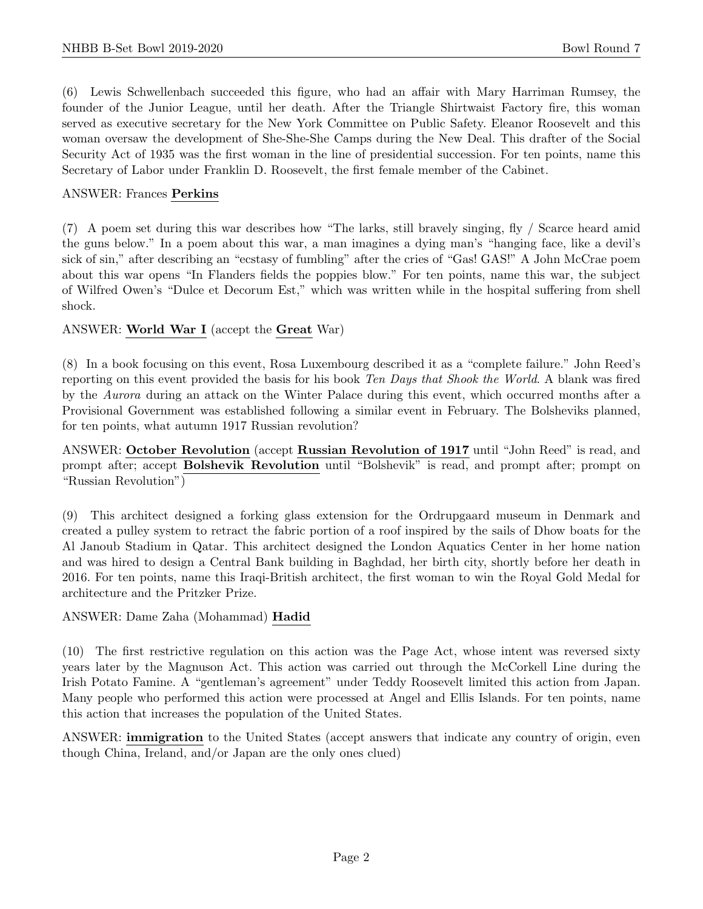(6) Lewis Schwellenbach succeeded this figure, who had an affair with Mary Harriman Rumsey, the founder of the Junior League, until her death. After the Triangle Shirtwaist Factory fire, this woman served as executive secretary for the New York Committee on Public Safety. Eleanor Roosevelt and this woman oversaw the development of She-She-She Camps during the New Deal. This drafter of the Social Security Act of 1935 was the first woman in the line of presidential succession. For ten points, name this Secretary of Labor under Franklin D. Roosevelt, the first female member of the Cabinet.

ANSWER: Frances **Perkins**

(7) A poem set during this war describes how "The larks, still bravely singing, fly / Scarce heard amid the guns below." In a poem about this war, a man imagines a dying man's "hanging face, like a devil's sick of sin," after describing an "ecstasy of fumbling" after the cries of "Gas! GAS!" A John McCrae poem about this war opens "In Flanders fields the poppies blow." For ten points, name this war, the subject of Wilfred Owen's "Dulce et Decorum Est," which was written while in the hospital suffering from shell shock.

ANSWER: **World War I** (accept the **Great** War)

(8) In a book focusing on this event, Rosa Luxembourg described it as a "complete failure." John Reed's reporting on this event provided the basis for his book *Ten Days that Shook the World*. A blank was fired by the *Aurora* during an attack on the Winter Palace during this event, which occurred months after a Provisional Government was established following a similar event in February. The Bolsheviks planned, for ten points, what autumn 1917 Russian revolution?

ANSWER: **October Revolution** (accept **Russian Revolution of 1917** until "John Reed" is read, and prompt after; accept **Bolshevik Revolution** until "Bolshevik" is read, and prompt after; prompt on "Russian Revolution")

(9) This architect designed a forking glass extension for the Ordrupgaard museum in Denmark and created a pulley system to retract the fabric portion of a roof inspired by the sails of Dhow boats for the Al Janoub Stadium in Qatar. This architect designed the London Aquatics Center in her home nation and was hired to design a Central Bank building in Baghdad, her birth city, shortly before her death in 2016. For ten points, name this Iraqi-British architect, the first woman to win the Royal Gold Medal for architecture and the Pritzker Prize.

ANSWER: Dame Zaha (Mohammad) **Hadid**

(10) The first restrictive regulation on this action was the Page Act, whose intent was reversed sixty years later by the Magnuson Act. This action was carried out through the McCorkell Line during the Irish Potato Famine. A "gentleman's agreement" under Teddy Roosevelt limited this action from Japan. Many people who performed this action were processed at Angel and Ellis Islands. For ten points, name this action that increases the population of the United States.

ANSWER: **immigration** to the United States (accept answers that indicate any country of origin, even though China, Ireland, and/or Japan are the only ones clued)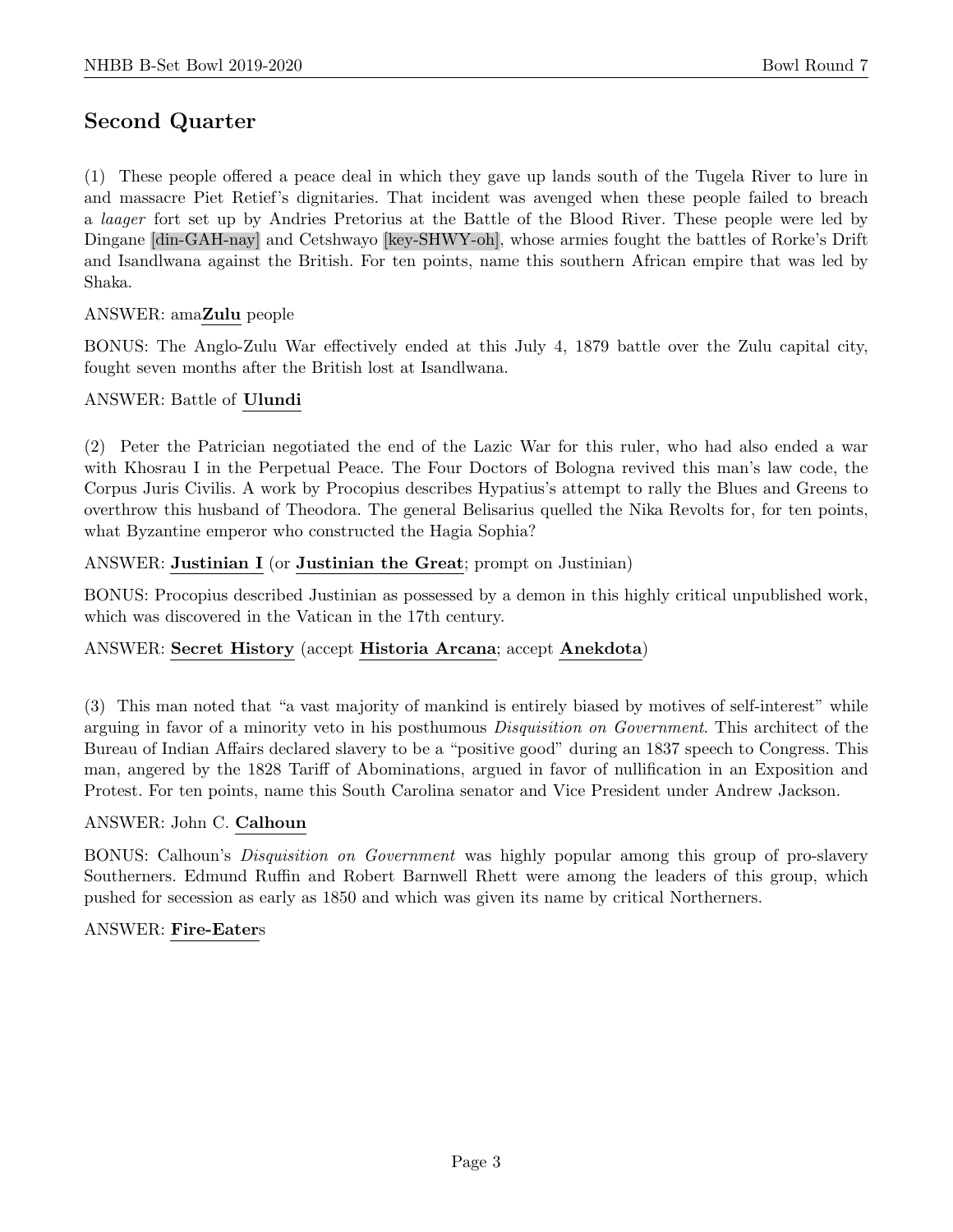## Second Quarter

(1) These people offered a peace deal in which they gave up lands south of the Tugela River to lure in and massacre Piet Retief's dignitaries. That incident was avenged when these people failed to breach a *laager* fort set up by Andries Pretorius at the Battle of the Blood River. These people were led by Dingane [din-GAH-nay] and Cetshwayo [key-SHWY-oh], whose armies fought the battles of Rorke's Drift and Isandlwana against the British. For ten points, name this southern African empire that was led by Shaka.

ANSWER: ama**Zulu** people

BONUS: The Anglo-Zulu War effectively ended at this July 4, 1879 battle over the Zulu capital city, fought seven months after the British lost at Isandlwana.

ANSWER: Battle of **Ulundi**

(2) Peter the Patrician negotiated the end of the Lazic War for this ruler, who had also ended a war with Khosrau I in the Perpetual Peace. The Four Doctors of Bologna revived this man's law code, the Corpus Juris Civilis. A work by Procopius describes Hypatius's attempt to rally the Blues and Greens to overthrow this husband of Theodora. The general Belisarius quelled the Nika Revolts for, for ten points, what Byzantine emperor who constructed the Hagia Sophia?

ANSWER: **Justinian I** (or **Justinian the Great**; prompt on Justinian)

BONUS: Procopius described Justinian as possessed by a demon in this highly critical unpublished work, which was discovered in the Vatican in the 17th century.

ANSWER: **Secret History** (accept **Historia Arcana**; accept **Anekdota**)

(3) This man noted that "a vast majority of mankind is entirely biased by motives of self-interest" while arguing in favor of a minority veto in his posthumous *Disquisition on Government*. This architect of the Bureau of Indian Affairs declared slavery to be a "positive good" during an 1837 speech to Congress. This man, angered by the 1828 Tariff of Abominations, argued in favor of nullification in an Exposition and Protest. For ten points, name this South Carolina senator and Vice President under Andrew Jackson.

ANSWER: John C. **Calhoun**

BONUS: Calhoun's *Disquisition on Government* was highly popular among this group of pro-slavery Southerners. Edmund Ruffin and Robert Barnwell Rhett were among the leaders of this group, which pushed for secession as early as 1850 and which was given its name by critical Northerners.

ANSWER: **Fire-Eater**s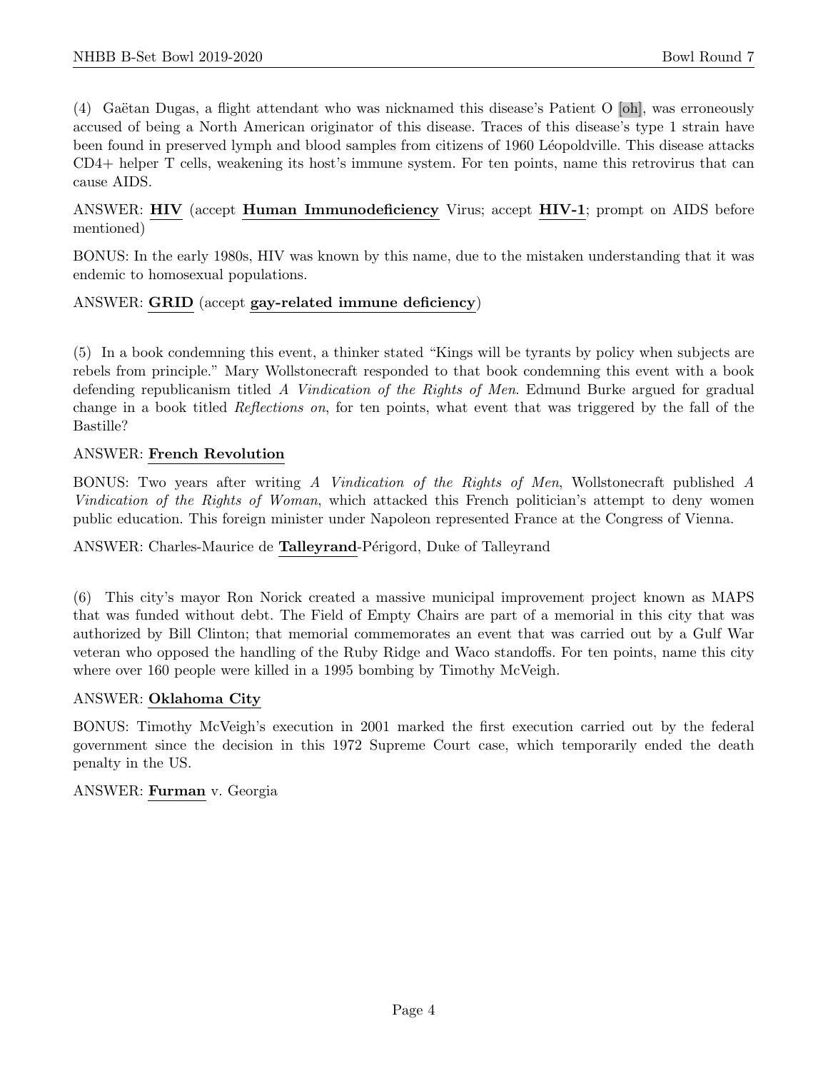(4) Gaëtan Dugas, a flight attendant who was nicknamed this disease's Patient O [oh], was erroneously accused of being a North American originator of this disease. Traces of this disease's type 1 strain have been found in preserved lymph and blood samples from citizens of 1960 Léopoldville. This disease attacks CD4+ helper T cells, weakening its host's immune system. For ten points, name this retrovirus that can cause AIDS.

ANSWER: **HIV** (accept **Human Immunodeficiency** Virus; accept **HIV-1**; prompt on AIDS before mentioned)

BONUS: In the early 1980s, HIV was known by this name, due to the mistaken understanding that it was endemic to homosexual populations.

ANSWER: **GRID** (accept **gay-related immune deficiency**)

(5) In a book condemning this event, a thinker stated "Kings will be tyrants by policy when subjects are rebels from principle." Mary Wollstonecraft responded to that book condemning this event with a book defending republicanism titled *A Vindication of the Rights of Men*. Edmund Burke argued for gradual change in a book titled *Reflections on*, for ten points, what event that was triggered by the fall of the Bastille?

ANSWER: **French Revolution**

BONUS: Two years after writing *A Vindication of the Rights of Men*, Wollstonecraft published *A Vindication of the Rights of Woman*, which attacked this French politician's attempt to deny women public education. This foreign minister under Napoleon represented France at the Congress of Vienna.

ANSWER: Charles-Maurice de **Talleyrand**-Périgord, Duke of Talleyrand

(6) This city's mayor Ron Norick created a massive municipal improvement project known as MAPS that was funded without debt. The Field of Empty Chairs are part of a memorial in this city that was authorized by Bill Clinton; that memorial commemorates an event that was carried out by a Gulf War veteran who opposed the handling of the Ruby Ridge and Waco standoffs. For ten points, name this city where over 160 people were killed in a 1995 bombing by Timothy McVeigh.

ANSWER: **Oklahoma City**

BONUS: Timothy McVeigh's execution in 2001 marked the first execution carried out by the federal government since the decision in this 1972 Supreme Court case, which temporarily ended the death penalty in the US.

ANSWER: **Furman** v. Georgia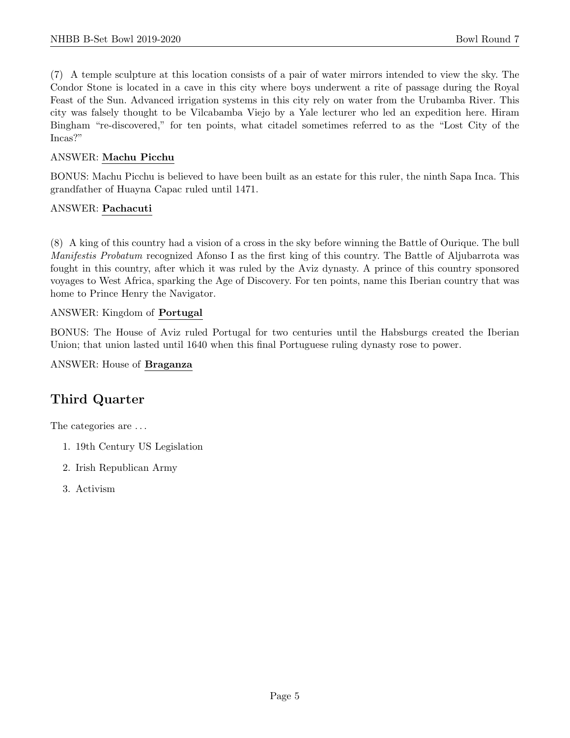(7) A temple sculpture at this location consists of a pair of water mirrors intended to view the sky. The Condor Stone is located in a cave in this city where boys underwent a rite of passage during the Royal Feast of the Sun. Advanced irrigation systems in this city rely on water from the Urubamba River. This city was falsely thought to be Vilcabamba Viejo by a Yale lecturer who led an expedition here. Hiram Bingham "re-discovered," for ten points, what citadel sometimes referred to as the "Lost City of the Incas?"

ANSWER: **Machu Picchu**

BONUS: Machu Picchu is believed to have been built as an estate for this ruler, the ninth Sapa Inca. This grandfather of Huayna Capac ruled until 1471.

ANSWER: **Pachacuti**

(8) A king of this country had a vision of a cross in the sky before winning the Battle of Ourique. The bull *Manifestis Probatum* recognized Afonso I as the first king of this country. The Battle of Aljubarrota was fought in this country, after which it was ruled by the Aviz dynasty. A prince of this country sponsored voyages to West Africa, sparking the Age of Discovery. For ten points, name this Iberian country that was home to Prince Henry the Navigator.

ANSWER: Kingdom of **Portugal**

BONUS: The House of Aviz ruled Portugal for two centuries until the Habsburgs created the Iberian Union; that union lasted until 1640 when this final Portuguese ruling dynasty rose to power.

ANSWER: House of **Braganza**

## Third Quarter

The categories are ...

1. 19th Century US Legislation
2. Irish Republican Army
3. Activism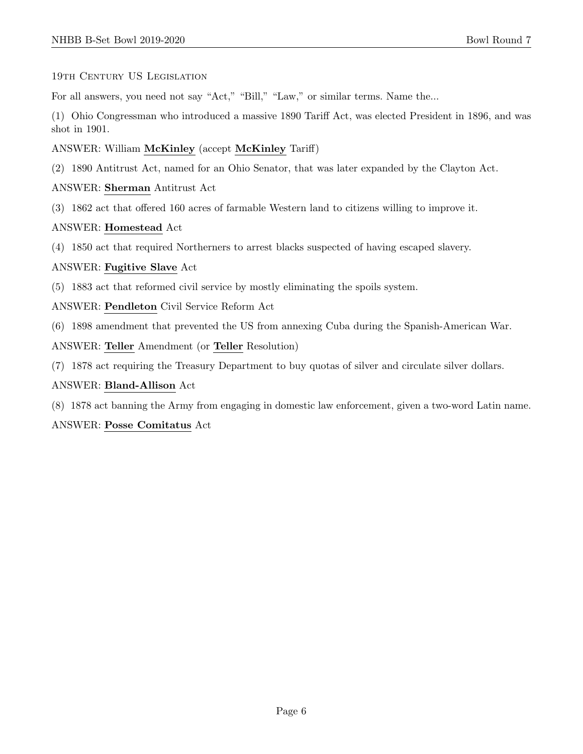## 19th Century US Legislation

For all answers, you need not say "Act," "Bill," "Law," or similar terms. Name the...

(1) Ohio Congressman who introduced a massive 1890 Tariff Act, was elected President in 1896, and was shot in 1901.

ANSWER: William **McKinley** (accept **McKinley** Tariff)

(2) 1890 Antitrust Act, named for an Ohio Senator, that was later expanded by the Clayton Act.

ANSWER: **Sherman** Antitrust Act

(3) 1862 act that offered 160 acres of farmable Western land to citizens willing to improve it.

ANSWER: **Homestead** Act

(4) 1850 act that required Northerners to arrest blacks suspected of having escaped slavery.

ANSWER: **Fugitive Slave** Act

(5) 1883 act that reformed civil service by mostly eliminating the spoils system.

ANSWER: **Pendleton** Civil Service Reform Act

(6) 1898 amendment that prevented the US from annexing Cuba during the Spanish-American War.

ANSWER: **Teller** Amendment (or **Teller** Resolution)

(7) 1878 act requiring the Treasury Department to buy quotas of silver and circulate silver dollars.

ANSWER: **Bland-Allison** Act

(8) 1878 act banning the Army from engaging in domestic law enforcement, given a two-word Latin name.

ANSWER: **Posse Comitatus** Act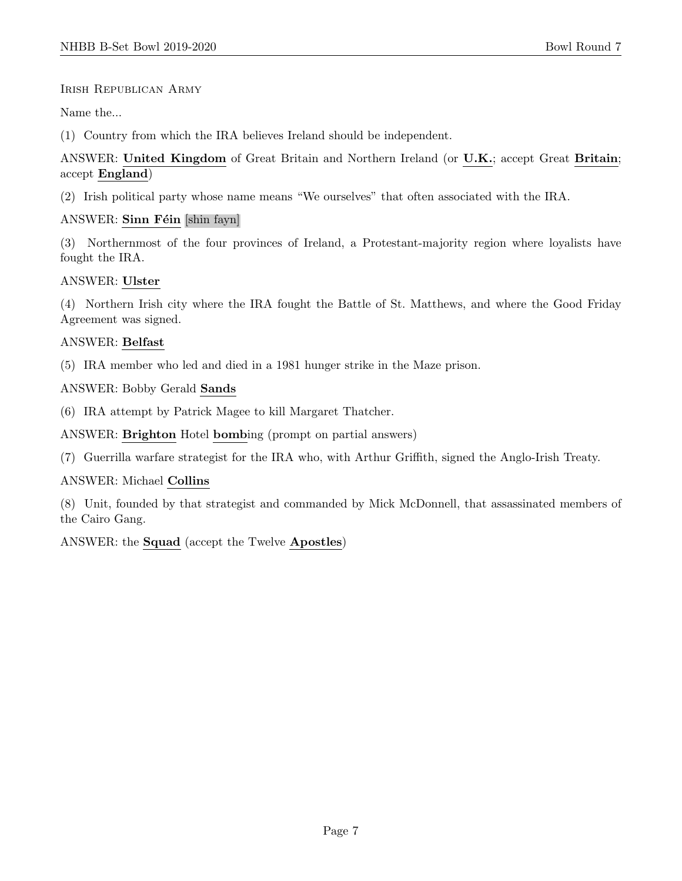Irish Republican Army

Name the...

(1) Country from which the IRA believes Ireland should be independent.

ANSWER: **United Kingdom** of Great Britain and Northern Ireland (or **U.K.**; accept Great **Britain**; accept **England**)

(2) Irish political party whose name means "We ourselves" that often associated with the IRA.

ANSWER: **Sinn Féin** [shin fayn]

(3) Northernmost of the four provinces of Ireland, a Protestant-majority region where loyalists have fought the IRA.

ANSWER: **Ulster**

(4) Northern Irish city where the IRA fought the Battle of St. Matthews, and where the Good Friday Agreement was signed.

ANSWER: **Belfast**

(5) IRA member who led and died in a 1981 hunger strike in the Maze prison.

ANSWER: Bobby Gerald **Sands**

(6) IRA attempt by Patrick Magee to kill Margaret Thatcher.

ANSWER: **Brighton** Hotel **bomb**ing (prompt on partial answers)

(7) Guerrilla warfare strategist for the IRA who, with Arthur Griffith, signed the Anglo-Irish Treaty.

ANSWER: Michael **Collins**

(8) Unit, founded by that strategist and commanded by Mick McDonnell, that assassinated members of the Cairo Gang.

ANSWER: the **Squad** (accept the Twelve **Apostles**)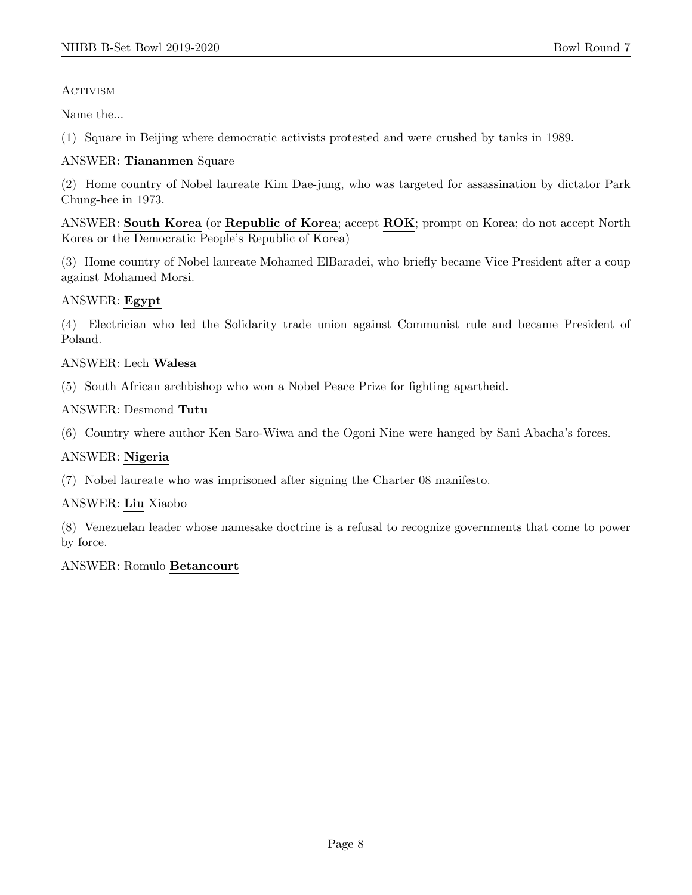Activism

Name the...

(1) Square in Beijing where democratic activists protested and were crushed by tanks in 1989.

ANSWER: **Tiananmen** Square

(2) Home country of Nobel laureate Kim Dae-jung, who was targeted for assassination by dictator Park Chung-hee in 1973.

ANSWER: **South Korea** (or **Republic of Korea**; accept **ROK**; prompt on Korea; do not accept North Korea or the Democratic People's Republic of Korea)

(3) Home country of Nobel laureate Mohamed ElBaradei, who briefly became Vice President after a coup against Mohamed Morsi.

ANSWER: **Egypt**

(4) Electrician who led the Solidarity trade union against Communist rule and became President of Poland.

ANSWER: Lech **Walesa**

(5) South African archbishop who won a Nobel Peace Prize for fighting apartheid.

ANSWER: Desmond **Tutu**

(6) Country where author Ken Saro-Wiwa and the Ogoni Nine were hanged by Sani Abacha's forces.

ANSWER: **Nigeria**

(7) Nobel laureate who was imprisoned after signing the Charter 08 manifesto.

ANSWER: **Liu** Xiaobo

(8) Venezuelan leader whose namesake doctrine is a refusal to recognize governments that come to power by force.

ANSWER: Romulo **Betancourt**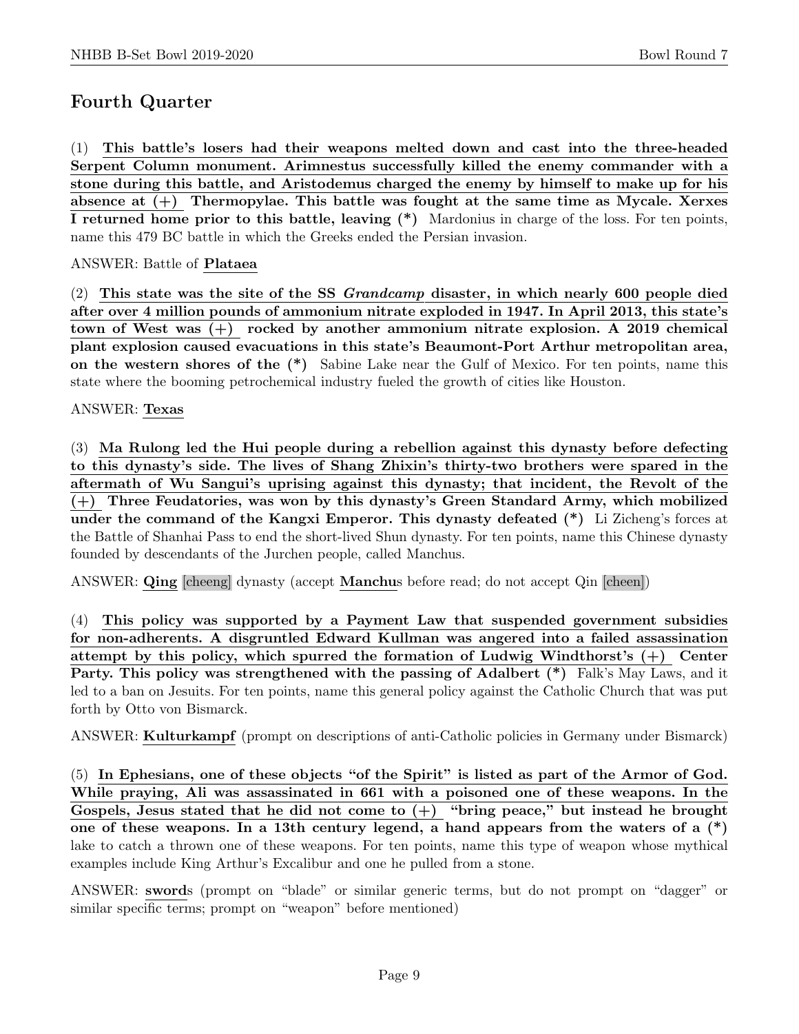## Fourth Quarter

(1) **This battle's losers had their weapons melted down and cast into the three-headed Serpent Column monument. Arimnestus successfully killed the enemy commander with a stone during this battle, and Aristodemus charged the enemy by himself to make up for his absence at (+) Thermopylae. This battle was fought at the same time as Mycale. Xerxes I returned home prior to this battle, leaving (*)** Mardonius in charge of the loss. For ten points, name this 479 BC battle in which the Greeks ended the Persian invasion.

ANSWER: Battle of **Plataea**

(2) **This state was the site of the SS *Grandcamp* disaster, in which nearly 600 people died after over 4 million pounds of ammonium nitrate exploded in 1947. In April 2013, this state's town of West was (+) rocked by another ammonium nitrate explosion. A 2019 chemical plant explosion caused evacuations in this state's Beaumont-Port Arthur metropolitan area, on the western shores of the (*)** Sabine Lake near the Gulf of Mexico. For ten points, name this state where the booming petrochemical industry fueled the growth of cities like Houston.

ANSWER: **Texas**

(3) **Ma Rulong led the Hui people during a rebellion against this dynasty before defecting to this dynasty's side. The lives of Shang Zhixin's thirty-two brothers were spared in the aftermath of Wu Sangui's uprising against this dynasty; that incident, the Revolt of the (+) Three Feudatories, was won by this dynasty's Green Standard Army, which mobilized under the command of the Kangxi Emperor. This dynasty defeated (*)** Li Zicheng's forces at the Battle of Shanhai Pass to end the short-lived Shun dynasty. For ten points, name this Chinese dynasty founded by descendants of the Jurchen people, called Manchus.

ANSWER: **Qing** [cheeng] dynasty (accept **Manchu**s before read; do not accept Qin [cheen])

(4) **This policy was supported by a Payment Law that suspended government subsidies for non-adherents. A disgruntled Edward Kullman was angered into a failed assassination attempt by this policy, which spurred the formation of Ludwig Windthorst's (+) Center Party. This policy was strengthened with the passing of Adalbert (*)** Falk's May Laws, and it led to a ban on Jesuits. For ten points, name this general policy against the Catholic Church that was put forth by Otto von Bismarck.

ANSWER: **Kulturkampf** (prompt on descriptions of anti-Catholic policies in Germany under Bismarck)

(5) **In Ephesians, one of these objects "of the Spirit" is listed as part of the Armor of God. While praying, Ali was assassinated in 661 with a poisoned one of these weapons. In the Gospels, Jesus stated that he did not come to (+) "bring peace," but instead he brought one of these weapons. In a 13th century legend, a hand appears from the waters of a (*)** lake to catch a thrown one of these weapons. For ten points, name this type of weapon whose mythical examples include King Arthur's Excalibur and one he pulled from a stone.

ANSWER: **sword**s (prompt on "blade" or similar generic terms, but do not prompt on "dagger" or similar specific terms; prompt on "weapon" before mentioned)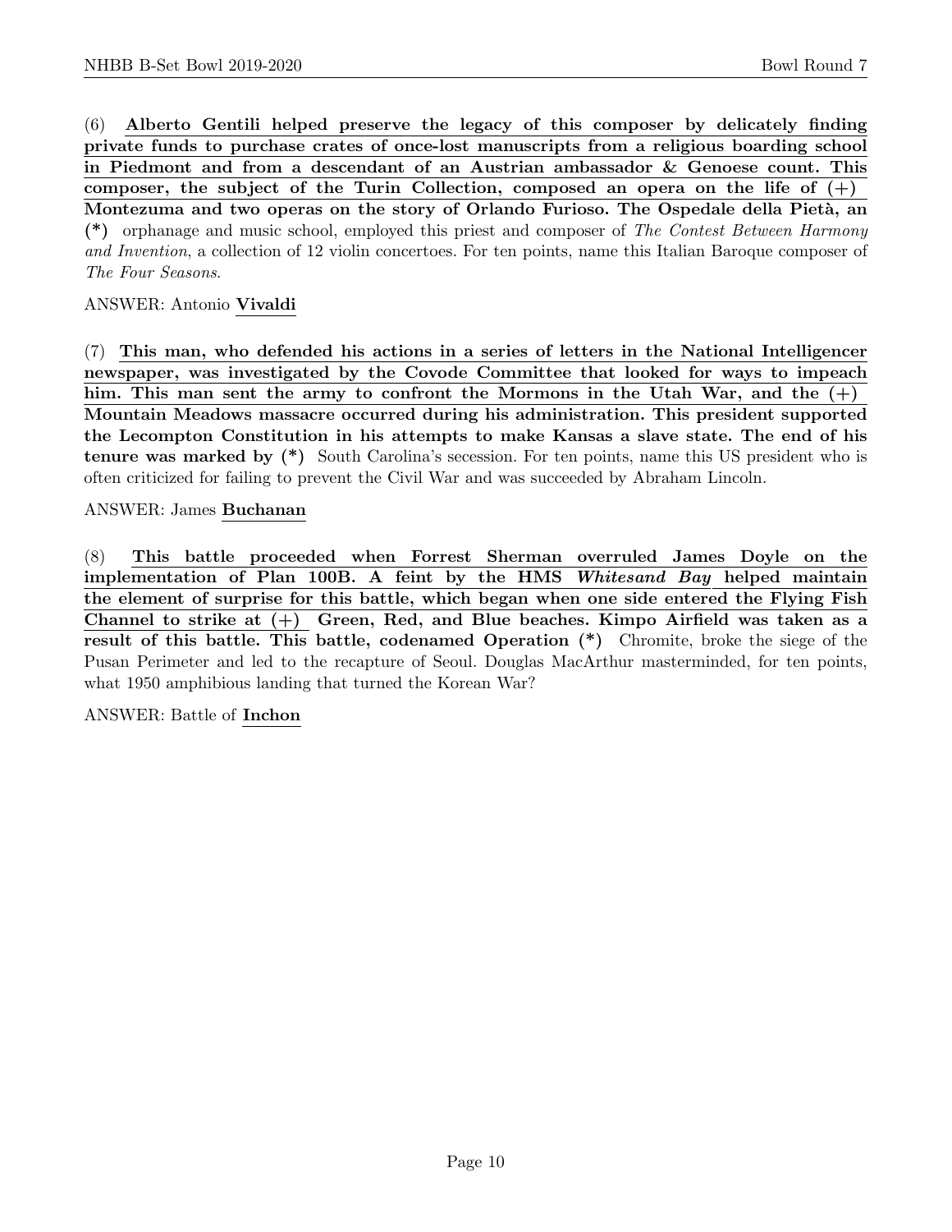(6) **Alberto Gentili helped preserve the legacy of this composer by delicately finding private funds to purchase crates of once-lost manuscripts from a religious boarding school in Piedmont and from a descendant of an Austrian ambassador & Genoese count. This composer, the subject of the Turin Collection, composed an opera on the life of (+) Montezuma and two operas on the story of Orlando Furioso. The Ospedale della Pietà, an (\*)** orphanage and music school, employed this priest and composer of *The Contest Between Harmony and Invention*, a collection of 12 violin concertoes. For ten points, name this Italian Baroque composer of *The Four Seasons.*

ANSWER: Antonio **Vivaldi**

(7) **This man, who defended his actions in a series of letters in the National Intelligencer newspaper, was investigated by the Covode Committee that looked for ways to impeach him. This man sent the army to confront the Mormons in the Utah War, and the (+) Mountain Meadows massacre occurred during his administration. This president supported the Lecompton Constitution in his attempts to make Kansas a slave state. The end of his tenure was marked by (\*)** South Carolina's secession. For ten points, name this US president who is often criticized for failing to prevent the Civil War and was succeeded by Abraham Lincoln.

ANSWER: James **Buchanan**

(8) **This battle proceeded when Forrest Sherman overruled James Doyle on the implementation of Plan 100B. A feint by the HMS *Whitesand Bay* helped maintain the element of surprise for this battle, which began when one side entered the Flying Fish Channel to strike at (+) Green, Red, and Blue beaches. Kimpo Airfield was taken as a result of this battle. This battle, codenamed Operation (\*)** Chromite, broke the siege of the Pusan Perimeter and led to the recapture of Seoul. Douglas MacArthur masterminded, for ten points, what 1950 amphibious landing that turned the Korean War?

ANSWER: Battle of **Inchon**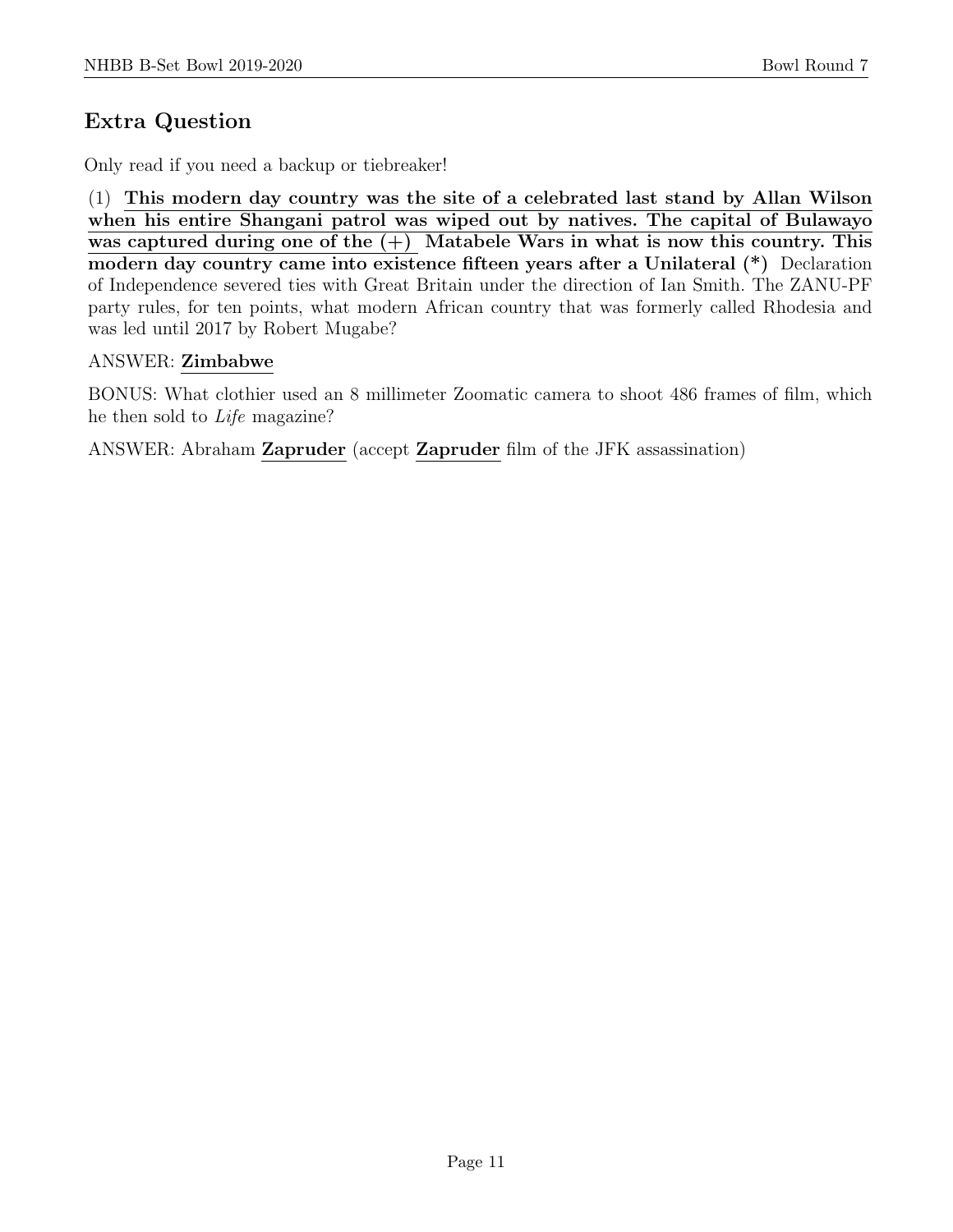## Extra Question

Only read if you need a backup or tiebreaker!

(1) **This modern day country was the site of a celebrated last stand by Allan Wilson when his entire Shangani patrol was wiped out by natives. The capital of Bulawayo was captured during one of the (+) Matabele Wars in what is now this country. This modern day country came into existence fifteen years after a Unilateral (*)** Declaration of Independence severed ties with Great Britain under the direction of Ian Smith. The ZANU-PF party rules, for ten points, what modern African country that was formerly called Rhodesia and was led until 2017 by Robert Mugabe?

ANSWER: **Zimbabwe**

BONUS: What clothier used an 8 millimeter Zoomatic camera to shoot 486 frames of film, which he then sold to *Life* magazine?

ANSWER: Abraham **Zapruder** (accept **Zapruder** film of the JFK assassination)